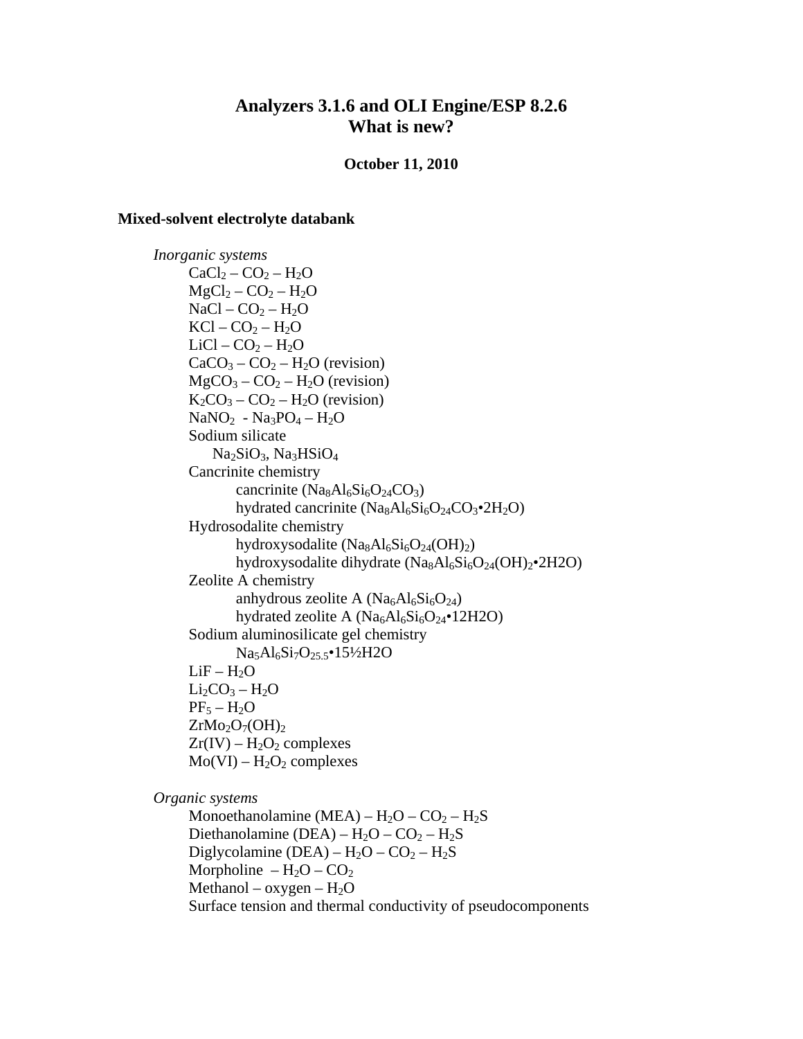# Analyzers 3.1.6 and OLI Engine/ESP 8.2.6
# What is new?

**October 11, 2010**

## Mixed-solvent electrolyte databank

*Inorganic systems*

- $CaCl_2$ – $CO_2$ – $H_2O$
- $MgCl_2$ – $CO_2$ – $H_2O$
- $NaCl$ – $CO_2$ – $H_2O$
- $KCl$ – $CO_2$ – $H_2O$
- $LiCl$ – $CO_2$ – $H_2O$
- $CaCO_3$ – $CO_2$ – $H_2O$ (revision)
- $MgCO_3$ – $CO_2$ – $H_2O$ (revision)
- $K_2CO_3$ – $CO_2$ – $H_2O$ (revision)
- $NaNO_2$ - $Na_3PO_4$ – $H_2O$
- Sodium silicate
  - $Na_2SiO_3$, $Na_3HSiO_4$
- Cancrinite chemistry
  - cancrinite ($Na_8Al_6Si_6O_{24}CO_3$)
  - hydrated cancrinite ($Na_8Al_6Si_6O_{24}CO_3$•$2H_2O$)
- Hydrosodalite chemistry
  - hydroxysodalite ($Na_8Al_6Si_6O_{24}(OH)_2$)
  - hydroxysodalite dihydrate ($Na_8Al_6Si_6O_{24}(OH)_2$•2H2O)
- Zeolite A chemistry
  - anhydrous zeolite A ($Na_6Al_6Si_6O_{24}$)
  - hydrated zeolite A ($Na_6Al_6Si_6O_{24}$•12H2O)
- Sodium aluminosilicate gel chemistry
  - $Na_5Al_6Si_7O_{25.5}$•15½H2O
- $LiF$ – $H_2O$
- $Li_2CO_3$ – $H_2O$
- $PF_5$ – $H_2O$
- $ZrMo_2O_7(OH)_2$
- Zr(IV) – $H_2O_2$ complexes
- Mo(VI) – $H_2O_2$ complexes

*Organic systems*

- Monoethanolamine (MEA) – $H_2O$ – $CO_2$ – $H_2S$
- Diethanolamine (DEA) – $H_2O$ – $CO_2$ – $H_2S$
- Diglycolamine (DEA) – $H_2O$ – $CO_2$ – $H_2S$
- Morpholine – $H_2O$ – $CO_2$
- Methanol – oxygen – $H_2O$
- Surface tension and thermal conductivity of pseudocomponents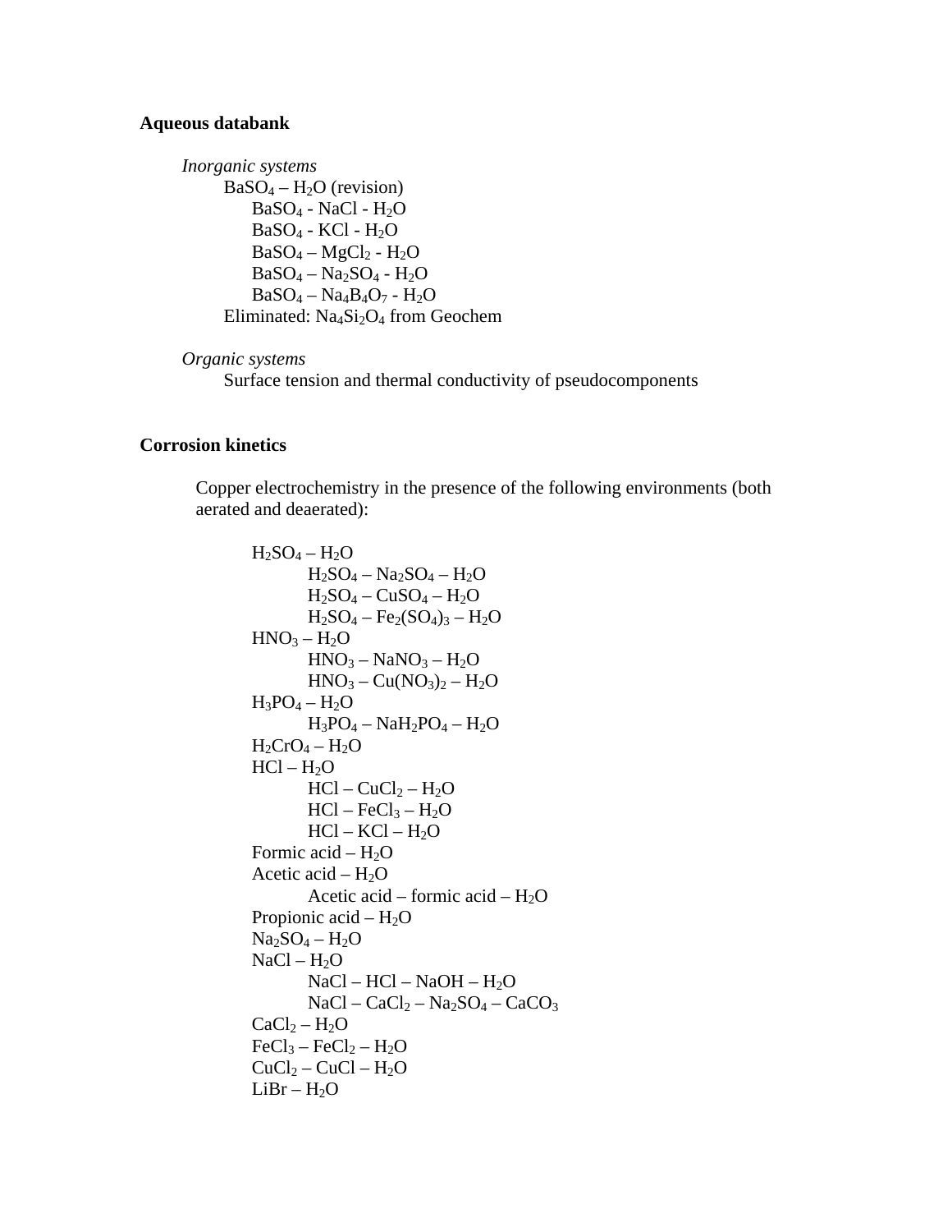**Aqueous databank**

*Inorganic systems*

- $BaSO_4 – H_2O$ (revision)
  - $BaSO_4$ - $NaCl$ - $H_2O$
  - $BaSO_4$ - $KCl$ - $H_2O$
  - $BaSO_4 – MgCl_2$ - $H_2O$
  - $BaSO_4 – Na_2SO_4$ - $H_2O$
  - $BaSO_4 – Na_4B_4O_7$ - $H_2O$
- Eliminated: $Na_4Si_2O_4$ from Geochem

*Organic systems*

- Surface tension and thermal conductivity of pseudocomponents

**Corrosion kinetics**

Copper electrochemistry in the presence of the following environments (both aerated and deaerated):

- $H_2SO_4 – H_2O$
  - $H_2SO_4 – Na_2SO_4 – H_2O$
  - $H_2SO_4 – CuSO_4 – H_2O$
  - $H_2SO_4 – Fe_2(SO_4)_3 – H_2O$
- $HNO_3 – H_2O$
  - $HNO_3 – NaNO_3 – H_2O$
  - $HNO_3 – Cu(NO_3)_2 – H_2O$
- $H_3PO_4 – H_2O$
  - $H_3PO_4 – NaH_2PO_4 – H_2O$
- $H_2CrO_4 – H_2O$
- $HCl – H_2O$
  - $HCl – CuCl_2 – H_2O$
  - $HCl – FeCl_3 – H_2O$
  - $HCl – KCl – H_2O$
- Formic acid – $H_2O$
- Acetic acid – $H_2O$
  - Acetic acid – formic acid – $H_2O$
- Propionic acid – $H_2O$
- $Na_2SO_4 – H_2O$
- $NaCl – H_2O$
  - $NaCl – HCl – NaOH – H_2O$
  - $NaCl – CaCl_2 – Na_2SO_4 – CaCO_3$
- $CaCl_2 – H_2O$
- $FeCl_3 – FeCl_2 – H_2O$
- $CuCl_2 – CuCl – H_2O$
- $LiBr – H_2O$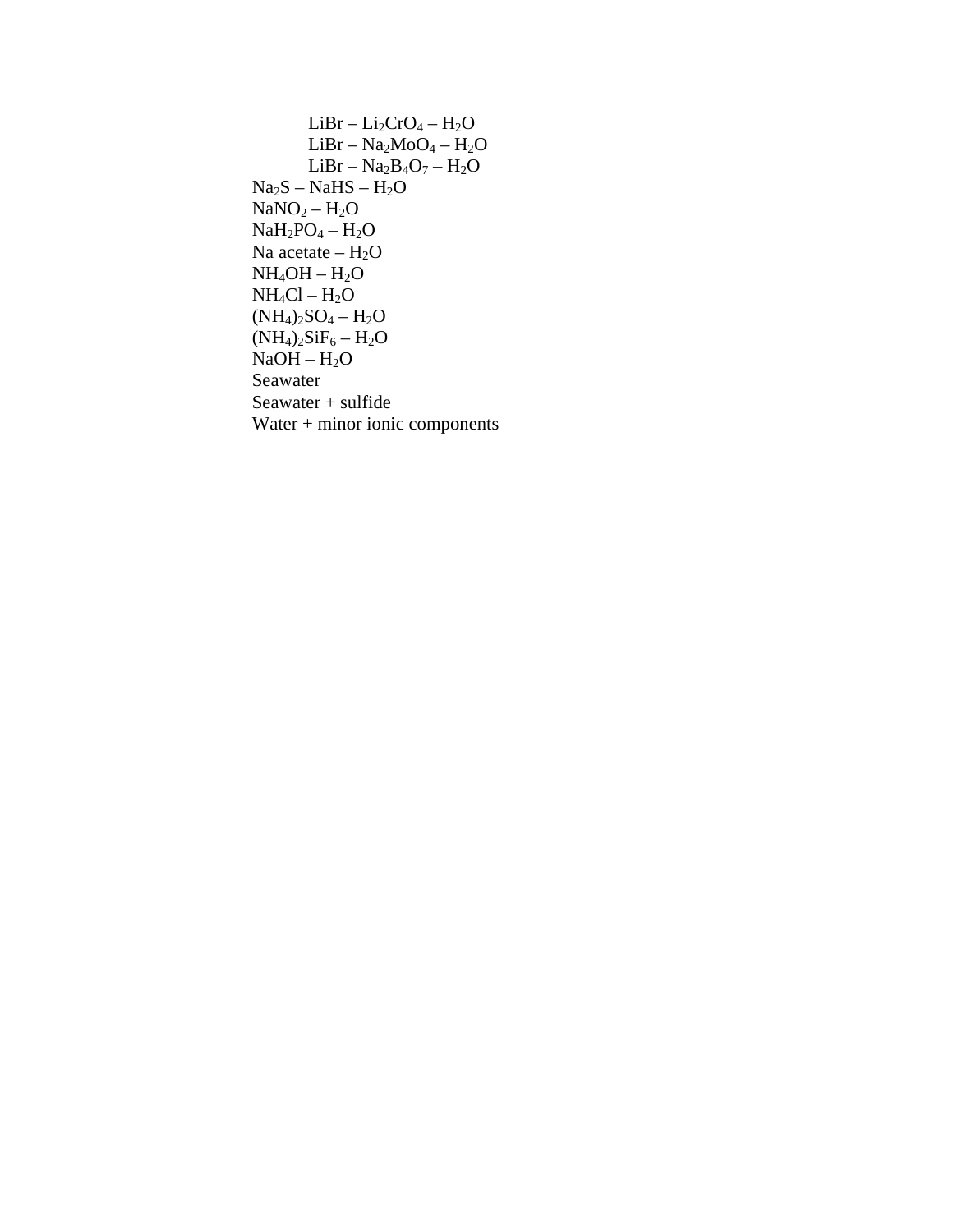- LiBr – $Li_2CrO_4$ – $H_2O$
- LiBr – $Na_2MoO_4$ – $H_2O$
- LiBr – $Na_2B_4O_7$ – $H_2O$

$Na_2S$ – NaHS – $H_2O$

$NaNO_2$ – $H_2O$

$NaH_2PO_4$ – $H_2O$

Na acetate – $H_2O$

$NH_4OH$ – $H_2O$

$NH_4Cl$ – $H_2O$

$(NH_4)_2SO_4$ – $H_2O$

$(NH_4)_2SiF_6$ – $H_2O$

NaOH – $H_2O$

Seawater

Seawater + sulfide

Water + minor ionic components